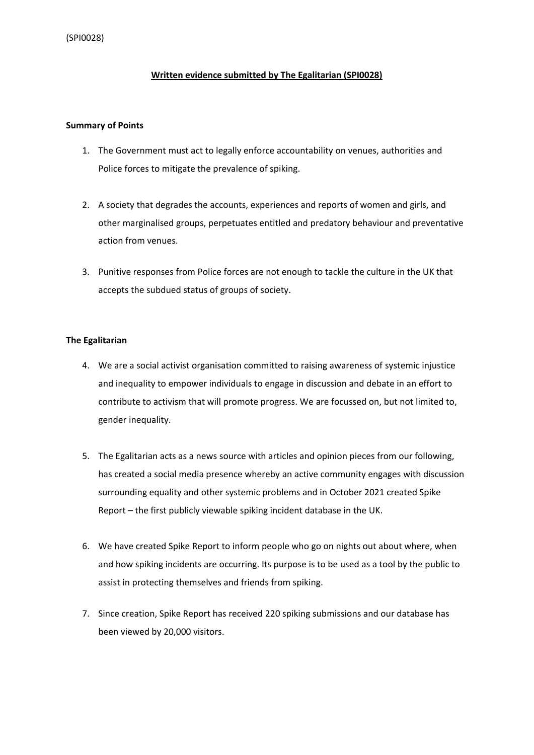(SPI0028)

# Written evidence submitted by The Egalitarian (SPI0028)

## Summary of Points

1. The Government must act to legally enforce accountability on venues, authorities and Police forces to mitigate the prevalence of spiking.

2. A society that degrades the accounts, experiences and reports of women and girls, and other marginalised groups, perpetuates entitled and predatory behaviour and preventative action from venues.

3. Punitive responses from Police forces are not enough to tackle the culture in the UK that accepts the subdued status of groups of society.

## The Egalitarian

4. We are a social activist organisation committed to raising awareness of systemic injustice and inequality to empower individuals to engage in discussion and debate in an effort to contribute to activism that will promote progress. We are focussed on, but not limited to, gender inequality.

5. The Egalitarian acts as a news source with articles and opinion pieces from our following, has created a social media presence whereby an active community engages with discussion surrounding equality and other systemic problems and in October 2021 created Spike Report – the first publicly viewable spiking incident database in the UK.

6. We have created Spike Report to inform people who go on nights out about where, when and how spiking incidents are occurring. Its purpose is to be used as a tool by the public to assist in protecting themselves and friends from spiking.

7. Since creation, Spike Report has received 220 spiking submissions and our database has been viewed by 20,000 visitors.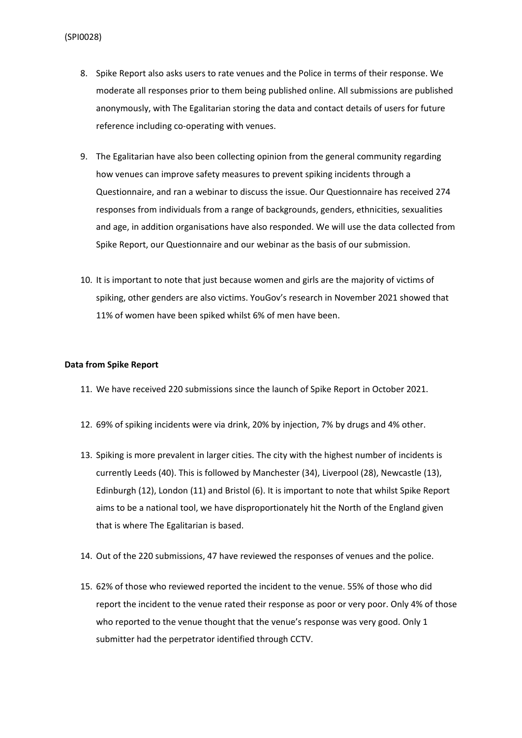8. Spike Report also asks users to rate venues and the Police in terms of their response. We moderate all responses prior to them being published online. All submissions are published anonymously, with The Egalitarian storing the data and contact details of users for future reference including co-operating with venues.

9. The Egalitarian have also been collecting opinion from the general community regarding how venues can improve safety measures to prevent spiking incidents through a Questionnaire, and ran a webinar to discuss the issue. Our Questionnaire has received 274 responses from individuals from a range of backgrounds, genders, ethnicities, sexualities and age, in addition organisations have also responded. We will use the data collected from Spike Report, our Questionnaire and our webinar as the basis of our submission.

10. It is important to note that just because women and girls are the majority of victims of spiking, other genders are also victims. YouGov's research in November 2021 showed that 11% of women have been spiked whilst 6% of men have been.

**Data from Spike Report**

11. We have received 220 submissions since the launch of Spike Report in October 2021.

12. 69% of spiking incidents were via drink, 20% by injection, 7% by drugs and 4% other.

13. Spiking is more prevalent in larger cities. The city with the highest number of incidents is currently Leeds (40). This is followed by Manchester (34), Liverpool (28), Newcastle (13), Edinburgh (12), London (11) and Bristol (6). It is important to note that whilst Spike Report aims to be a national tool, we have disproportionately hit the North of the England given that is where The Egalitarian is based.

14. Out of the 220 submissions, 47 have reviewed the responses of venues and the police.

15. 62% of those who reviewed reported the incident to the venue. 55% of those who did report the incident to the venue rated their response as poor or very poor. Only 4% of those who reported to the venue thought that the venue's response was very good. Only 1 submitter had the perpetrator identified through CCTV.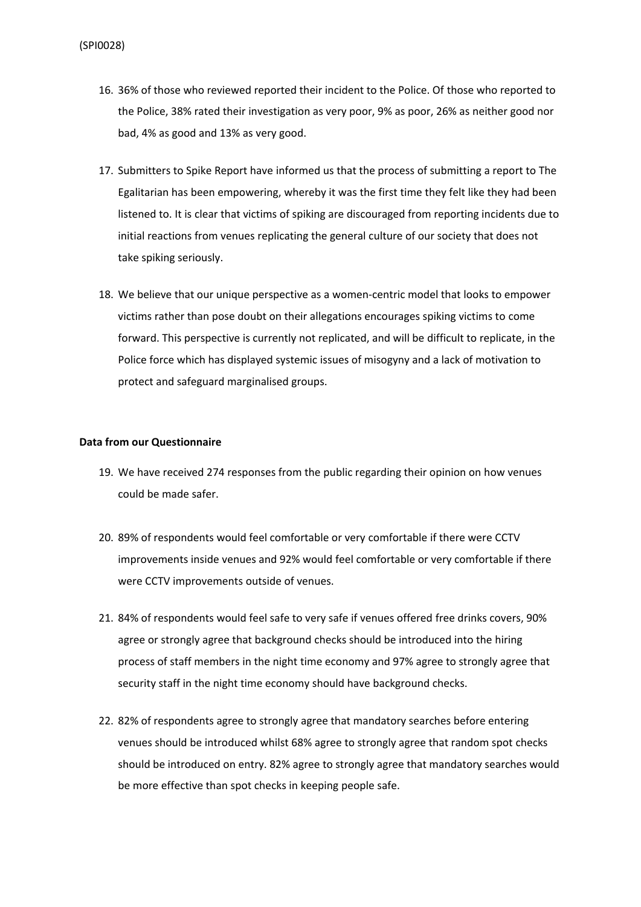16. 36% of those who reviewed reported their incident to the Police. Of those who reported to the Police, 38% rated their investigation as very poor, 9% as poor, 26% as neither good nor bad, 4% as good and 13% as very good.

17. Submitters to Spike Report have informed us that the process of submitting a report to The Egalitarian has been empowering, whereby it was the first time they felt like they had been listened to. It is clear that victims of spiking are discouraged from reporting incidents due to initial reactions from venues replicating the general culture of our society that does not take spiking seriously.

18. We believe that our unique perspective as a women-centric model that looks to empower victims rather than pose doubt on their allegations encourages spiking victims to come forward. This perspective is currently not replicated, and will be difficult to replicate, in the Police force which has displayed systemic issues of misogyny and a lack of motivation to protect and safeguard marginalised groups.

**Data from our Questionnaire**

19. We have received 274 responses from the public regarding their opinion on how venues could be made safer.

20. 89% of respondents would feel comfortable or very comfortable if there were CCTV improvements inside venues and 92% would feel comfortable or very comfortable if there were CCTV improvements outside of venues.

21. 84% of respondents would feel safe to very safe if venues offered free drinks covers, 90% agree or strongly agree that background checks should be introduced into the hiring process of staff members in the night time economy and 97% agree to strongly agree that security staff in the night time economy should have background checks.

22. 82% of respondents agree to strongly agree that mandatory searches before entering venues should be introduced whilst 68% agree to strongly agree that random spot checks should be introduced on entry. 82% agree to strongly agree that mandatory searches would be more effective than spot checks in keeping people safe.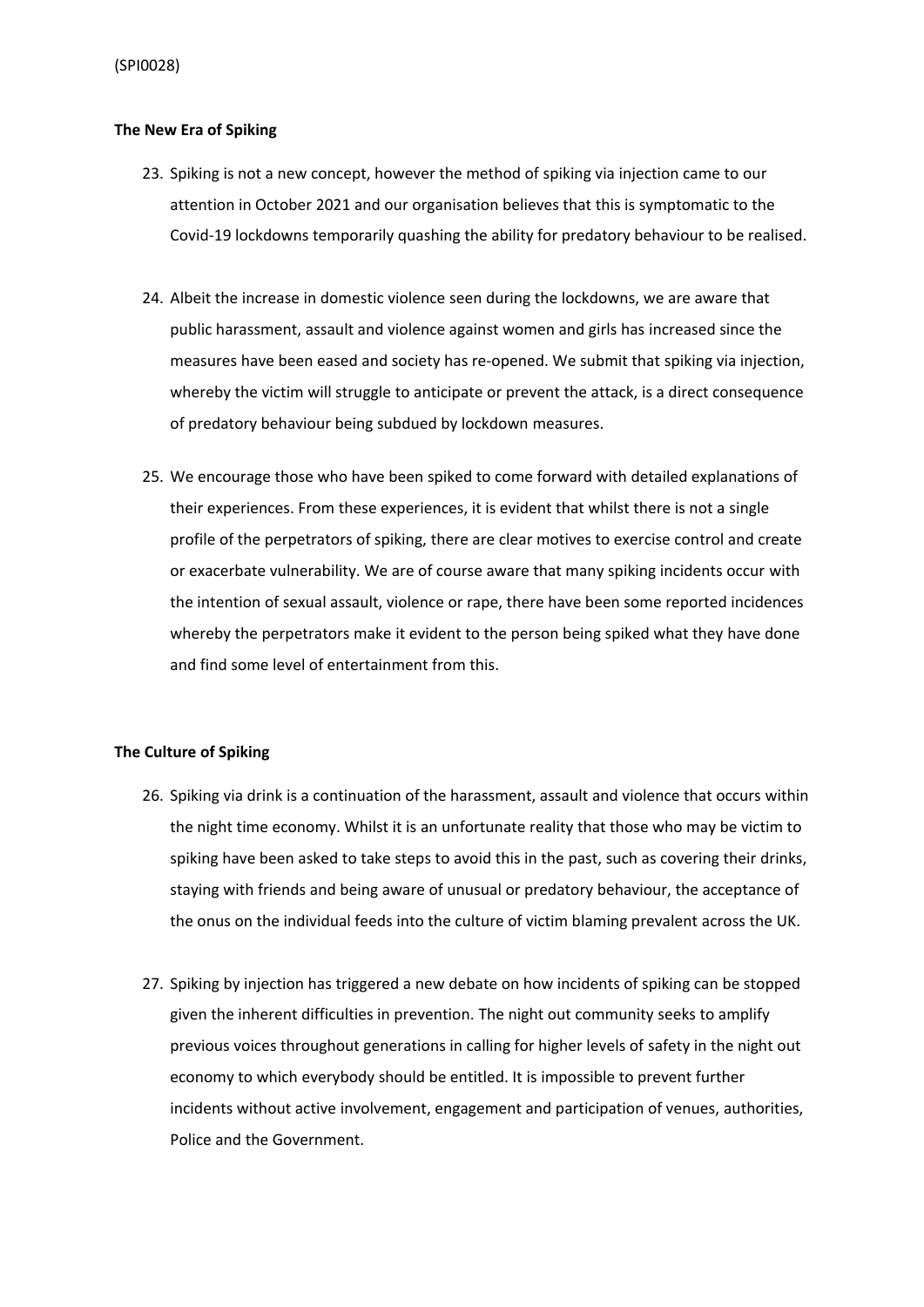(SPI0028)

**The New Era of Spiking**

23. Spiking is not a new concept, however the method of spiking via injection came to our attention in October 2021 and our organisation believes that this is symptomatic to the Covid-19 lockdowns temporarily quashing the ability for predatory behaviour to be realised.

24. Albeit the increase in domestic violence seen during the lockdowns, we are aware that public harassment, assault and violence against women and girls has increased since the measures have been eased and society has re-opened. We submit that spiking via injection, whereby the victim will struggle to anticipate or prevent the attack, is a direct consequence of predatory behaviour being subdued by lockdown measures.

25. We encourage those who have been spiked to come forward with detailed explanations of their experiences. From these experiences, it is evident that whilst there is not a single profile of the perpetrators of spiking, there are clear motives to exercise control and create or exacerbate vulnerability. We are of course aware that many spiking incidents occur with the intention of sexual assault, violence or rape, there have been some reported incidences whereby the perpetrators make it evident to the person being spiked what they have done and find some level of entertainment from this.

**The Culture of Spiking**

26. Spiking via drink is a continuation of the harassment, assault and violence that occurs within the night time economy. Whilst it is an unfortunate reality that those who may be victim to spiking have been asked to take steps to avoid this in the past, such as covering their drinks, staying with friends and being aware of unusual or predatory behaviour, the acceptance of the onus on the individual feeds into the culture of victim blaming prevalent across the UK.

27. Spiking by injection has triggered a new debate on how incidents of spiking can be stopped given the inherent difficulties in prevention. The night out community seeks to amplify previous voices throughout generations in calling for higher levels of safety in the night out economy to which everybody should be entitled. It is impossible to prevent further incidents without active involvement, engagement and participation of venues, authorities, Police and the Government.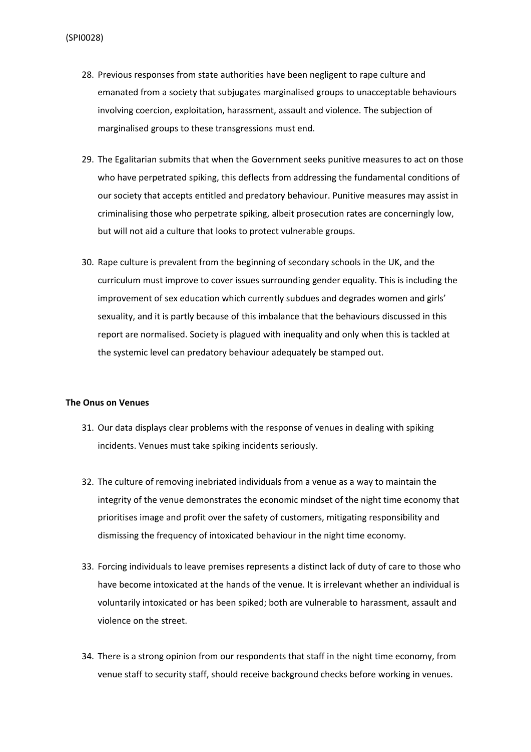28. Previous responses from state authorities have been negligent to rape culture and emanated from a society that subjugates marginalised groups to unacceptable behaviours involving coercion, exploitation, harassment, assault and violence. The subjection of marginalised groups to these transgressions must end.

29. The Egalitarian submits that when the Government seeks punitive measures to act on those who have perpetrated spiking, this deflects from addressing the fundamental conditions of our society that accepts entitled and predatory behaviour. Punitive measures may assist in criminalising those who perpetrate spiking, albeit prosecution rates are concerningly low, but will not aid a culture that looks to protect vulnerable groups.

30. Rape culture is prevalent from the beginning of secondary schools in the UK, and the curriculum must improve to cover issues surrounding gender equality. This is including the improvement of sex education which currently subdues and degrades women and girls' sexuality, and it is partly because of this imbalance that the behaviours discussed in this report are normalised. Society is plagued with inequality and only when this is tackled at the systemic level can predatory behaviour adequately be stamped out.

**The Onus on Venues**

31. Our data displays clear problems with the response of venues in dealing with spiking incidents. Venues must take spiking incidents seriously.

32. The culture of removing inebriated individuals from a venue as a way to maintain the integrity of the venue demonstrates the economic mindset of the night time economy that prioritises image and profit over the safety of customers, mitigating responsibility and dismissing the frequency of intoxicated behaviour in the night time economy.

33. Forcing individuals to leave premises represents a distinct lack of duty of care to those who have become intoxicated at the hands of the venue. It is irrelevant whether an individual is voluntarily intoxicated or has been spiked; both are vulnerable to harassment, assault and violence on the street.

34. There is a strong opinion from our respondents that staff in the night time economy, from venue staff to security staff, should receive background checks before working in venues.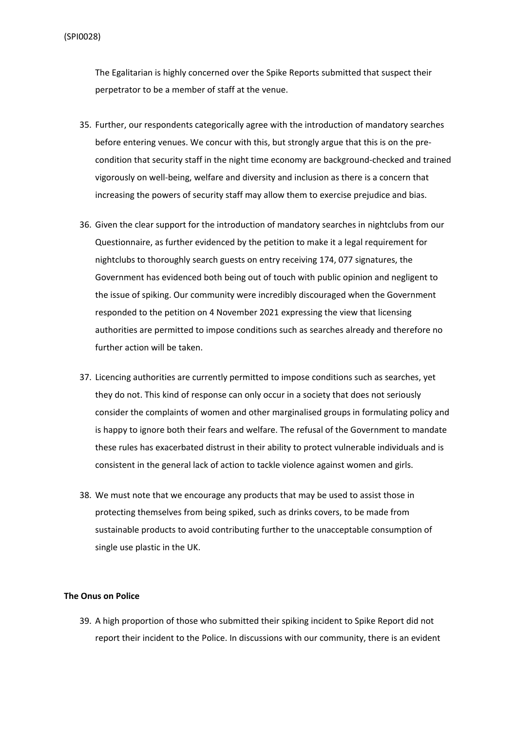The Egalitarian is highly concerned over the Spike Reports submitted that suspect their perpetrator to be a member of staff at the venue.

35. Further, our respondents categorically agree with the introduction of mandatory searches before entering venues. We concur with this, but strongly argue that this is on the pre-condition that security staff in the night time economy are background-checked and trained vigorously on well-being, welfare and diversity and inclusion as there is a concern that increasing the powers of security staff may allow them to exercise prejudice and bias.

36. Given the clear support for the introduction of mandatory searches in nightclubs from our Questionnaire, as further evidenced by the petition to make it a legal requirement for nightclubs to thoroughly search guests on entry receiving 174, 077 signatures, the Government has evidenced both being out of touch with public opinion and negligent to the issue of spiking. Our community were incredibly discouraged when the Government responded to the petition on 4 November 2021 expressing the view that licensing authorities are permitted to impose conditions such as searches already and therefore no further action will be taken.

37. Licencing authorities are currently permitted to impose conditions such as searches, yet they do not. This kind of response can only occur in a society that does not seriously consider the complaints of women and other marginalised groups in formulating policy and is happy to ignore both their fears and welfare. The refusal of the Government to mandate these rules has exacerbated distrust in their ability to protect vulnerable individuals and is consistent in the general lack of action to tackle violence against women and girls.

38. We must note that we encourage any products that may be used to assist those in protecting themselves from being spiked, such as drinks covers, to be made from sustainable products to avoid contributing further to the unacceptable consumption of single use plastic in the UK.

**The Onus on Police**

39. A high proportion of those who submitted their spiking incident to Spike Report did not report their incident to the Police. In discussions with our community, there is an evident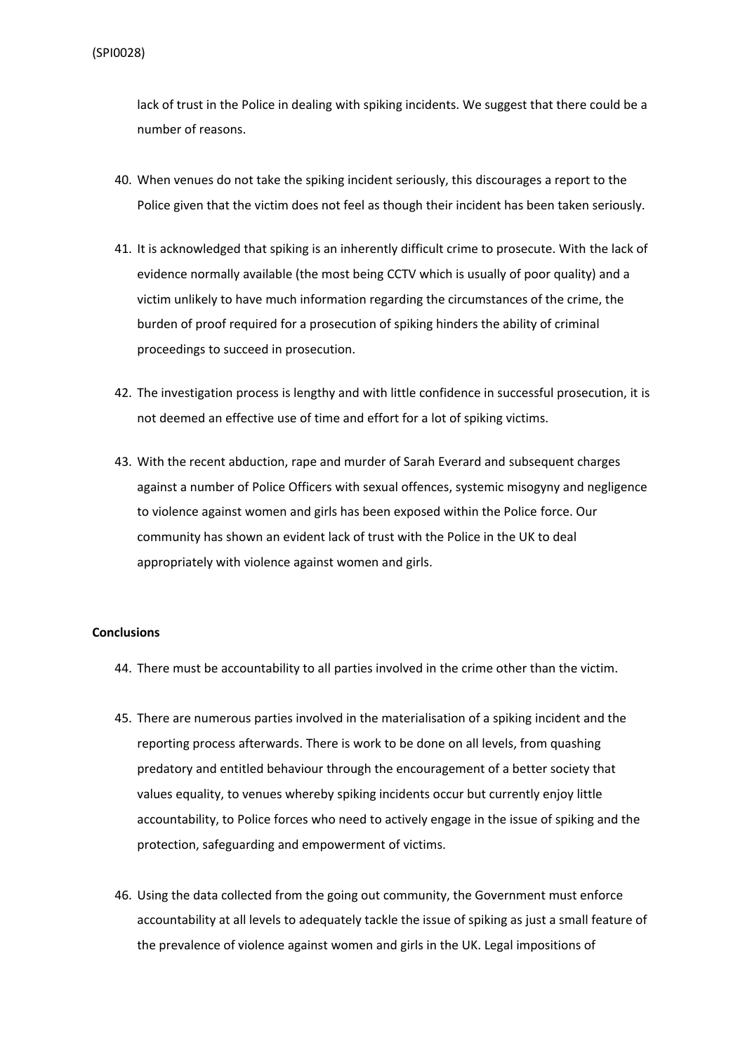lack of trust in the Police in dealing with spiking incidents. We suggest that there could be a number of reasons.

40. When venues do not take the spiking incident seriously, this discourages a report to the Police given that the victim does not feel as though their incident has been taken seriously.

41. It is acknowledged that spiking is an inherently difficult crime to prosecute. With the lack of evidence normally available (the most being CCTV which is usually of poor quality) and a victim unlikely to have much information regarding the circumstances of the crime, the burden of proof required for a prosecution of spiking hinders the ability of criminal proceedings to succeed in prosecution.

42. The investigation process is lengthy and with little confidence in successful prosecution, it is not deemed an effective use of time and effort for a lot of spiking victims.

43. With the recent abduction, rape and murder of Sarah Everard and subsequent charges against a number of Police Officers with sexual offences, systemic misogyny and negligence to violence against women and girls has been exposed within the Police force. Our community has shown an evident lack of trust with the Police in the UK to deal appropriately with violence against women and girls.

**Conclusions**

44. There must be accountability to all parties involved in the crime other than the victim.

45. There are numerous parties involved in the materialisation of a spiking incident and the reporting process afterwards. There is work to be done on all levels, from quashing predatory and entitled behaviour through the encouragement of a better society that values equality, to venues whereby spiking incidents occur but currently enjoy little accountability, to Police forces who need to actively engage in the issue of spiking and the protection, safeguarding and empowerment of victims.

46. Using the data collected from the going out community, the Government must enforce accountability at all levels to adequately tackle the issue of spiking as just a small feature of the prevalence of violence against women and girls in the UK. Legal impositions of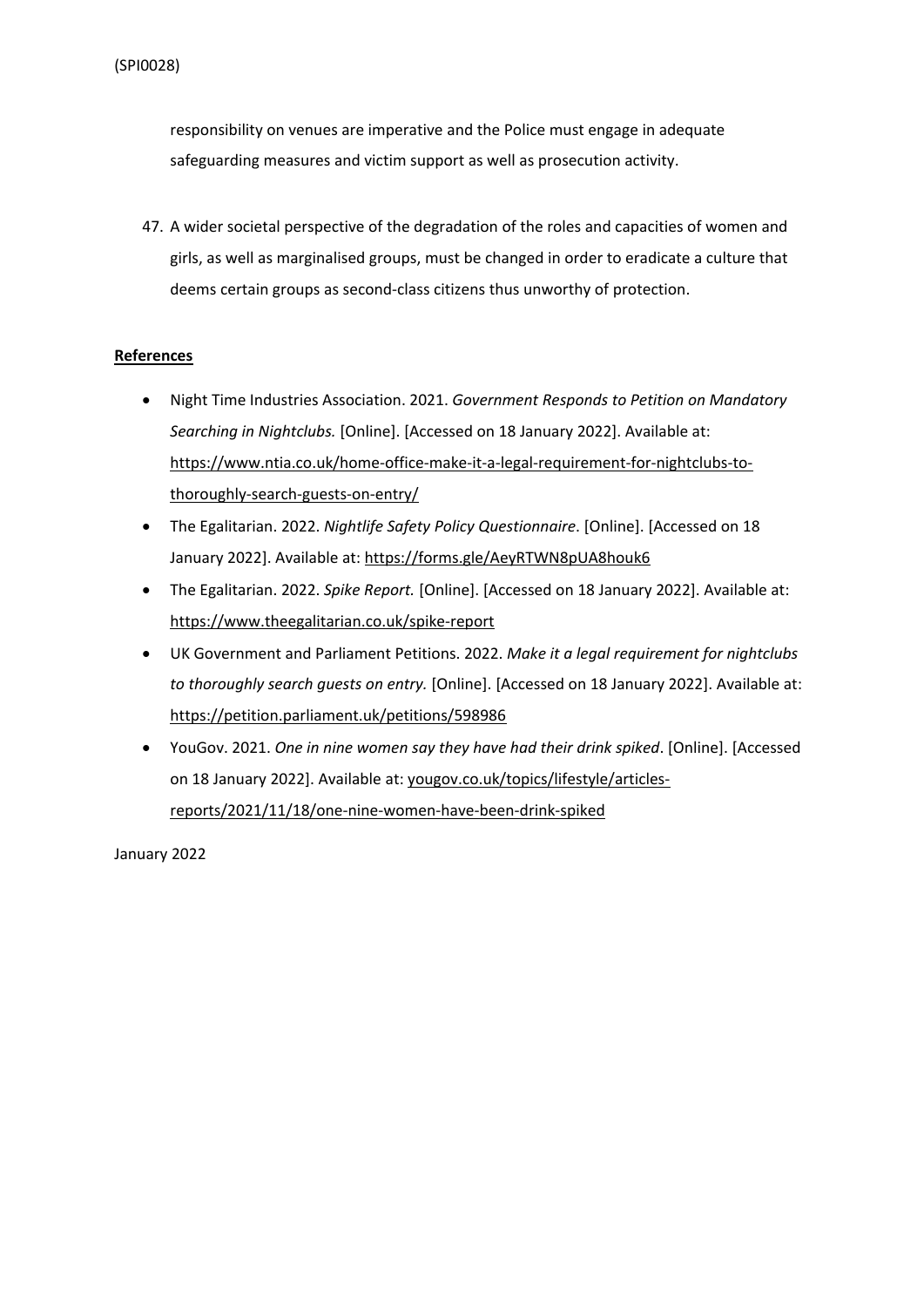responsibility on venues are imperative and the Police must engage in adequate safeguarding measures and victim support as well as prosecution activity.

47. A wider societal perspective of the degradation of the roles and capacities of women and girls, as well as marginalised groups, must be changed in order to eradicate a culture that deems certain groups as second-class citizens thus unworthy of protection.

**References**

- Night Time Industries Association. 2021. *Government Responds to Petition on Mandatory Searching in Nightclubs.* [Online]. [Accessed on 18 January 2022]. Available at: https://www.ntia.co.uk/home-office-make-it-a-legal-requirement-for-nightclubs-to-thoroughly-search-guests-on-entry/
- The Egalitarian. 2022. *Nightlife Safety Policy Questionnaire*. [Online]. [Accessed on 18 January 2022]. Available at: https://forms.gle/AeyRTWN8pUA8houk6
- The Egalitarian. 2022. *Spike Report.* [Online]. [Accessed on 18 January 2022]. Available at: https://www.theegalitarian.co.uk/spike-report
- UK Government and Parliament Petitions. 2022. *Make it a legal requirement for nightclubs to thoroughly search guests on entry.* [Online]. [Accessed on 18 January 2022]. Available at: https://petition.parliament.uk/petitions/598986
- YouGov. 2021. *One in nine women say they have had their drink spiked*. [Online]. [Accessed on 18 January 2022]. Available at: yougov.co.uk/topics/lifestyle/articles-reports/2021/11/18/one-nine-women-have-been-drink-spiked

January 2022